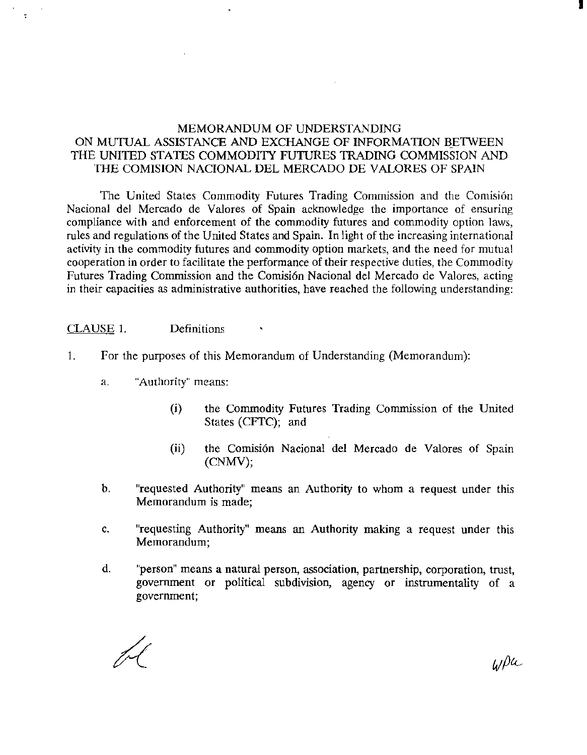# MEMORANDUM OF UNDERSTANDING ON MUTUAL ASSISTANCE AND EXCHANGE OF INFORMATION BETWEEN THE UNITED STATES COMMODITY FUTURES TRADING COMMISSION AND THE COMISION NACIONAL DEL MERCADO DE VALORES OF SPAIN

The United States Commodity Futures Trading Commission and the Comisión Nacional del Mercado de Valores of Spain acknowledge the importance of ensuring compliance with and enforcement of the commodity futures and commodity option laws, rules and regulations of the United States and Spain. In light of the increasing international activity in the commodity futures and commodity option markets, and the need for mutual cooperation in order to facilitate the performance of their respective duties, the Commodity Futures Trading Commission and the Comisión Nacional del Mercado de Valores, acting in their capacities as administrative authorities, have reached the following understanding:

## CLAUSE 1. Definitions

1. For the purposes of this Memorandum of Understanding (Memorandum):

   a. "Authority" means:

      (i) the Commodity Futures Trading Commission of the United States (CFTC); and

      (ii) the Comisión Nacional del Mercado de Valores of Spain (CNMV);

   b. "requested Authority" means an Authority to whom a request under this Memorandum is made;

   c. "requesting Authority" means an Authority making a request under this Memorandum;

   d. "person" means a natural person, association, partnership, corporation, trust, government or political subdivision, agency or instrumentality of a government;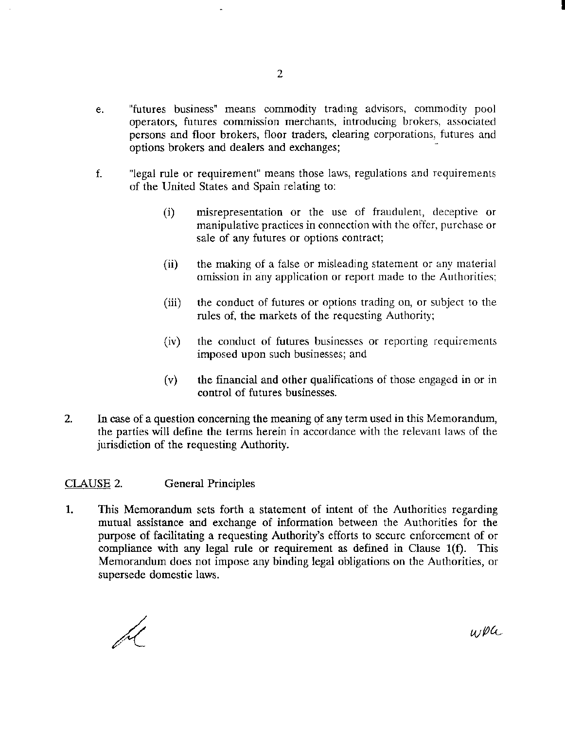e. "futures business" means commodity trading advisors, commodity pool operators, futures commission merchants, introducing brokers, associated persons and floor brokers, floor traders, clearing corporations, futures and options brokers and dealers and exchanges;

f. "legal rule or requirement" means those laws, regulations and requirements of the United States and Spain relating to:

   (i) misrepresentation or the use of fraudulent, deceptive or manipulative practices in connection with the offer, purchase or sale of any futures or options contract;

   (ii) the making of a false or misleading statement or any material omission in any application or report made to the Authorities;

   (iii) the conduct of futures or options trading on, or subject to the rules of, the markets of the requesting Authority;

   (iv) the conduct of futures businesses or reporting requirements imposed upon such businesses; and

   (v) the financial and other qualifications of those engaged in or in control of futures businesses.

2. In case of a question concerning the meaning of any term used in this Memorandum, the parties will define the terms herein in accordance with the relevant laws of the jurisdiction of the requesting Authority.

CLAUSE 2. General Principles

1. This Memorandum sets forth a statement of intent of the Authorities regarding mutual assistance and exchange of information between the Authorities for the purpose of facilitating a requesting Authority's efforts to secure enforcement of or compliance with any legal rule or requirement as defined in Clause 1(f). This Memorandum does not impose any binding legal obligations on the Authorities, or supersede domestic laws.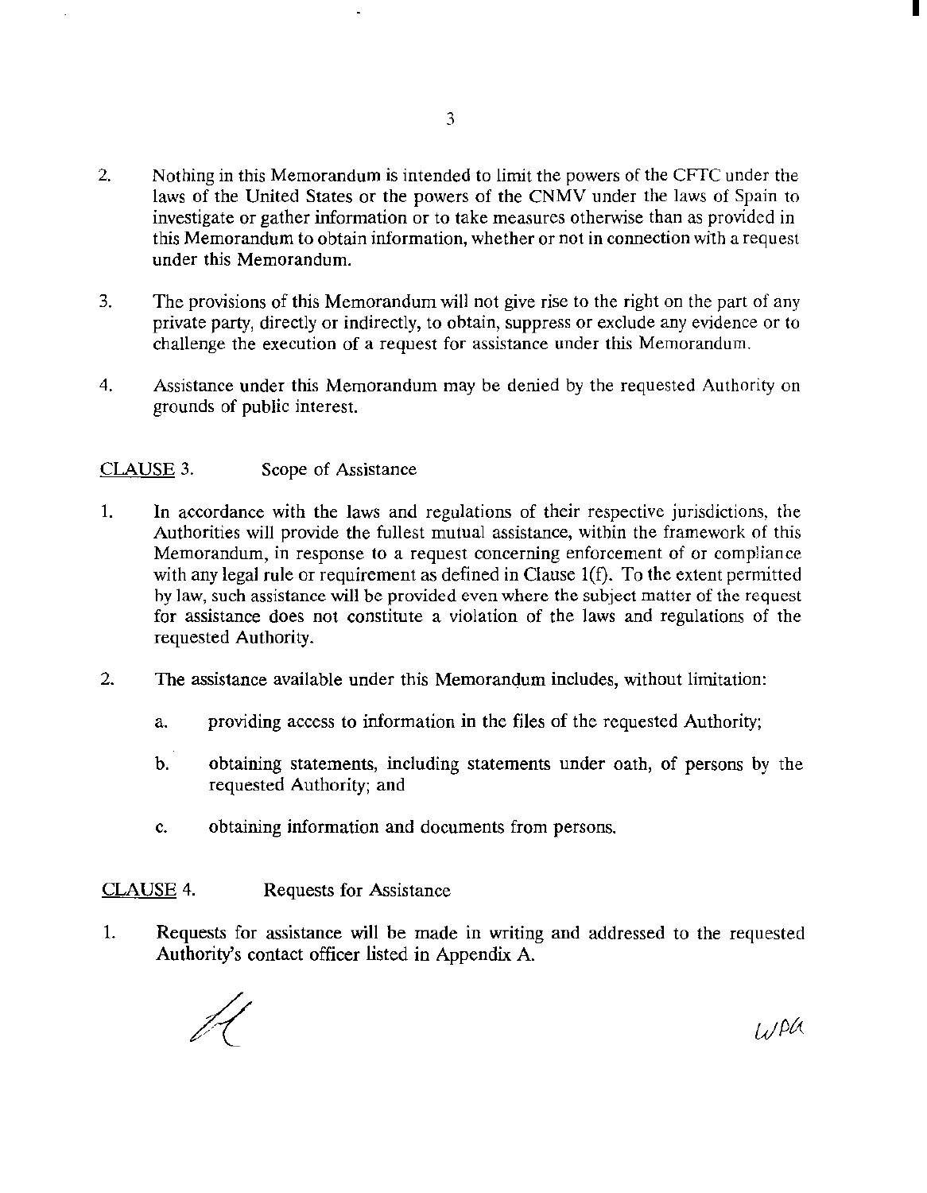2. Nothing in this Memorandum is intended to limit the powers of the CFTC under the laws of the United States or the powers of the CNMV under the laws of Spain to investigate or gather information or to take measures otherwise than as provided in this Memorandum to obtain information, whether or not in connection with a request under this Memorandum.

3. The provisions of this Memorandum will not give rise to the right on the part of any private party, directly or indirectly, to obtain, suppress or exclude any evidence or to challenge the execution of a request for assistance under this Memorandum.

4. Assistance under this Memorandum may be denied by the requested Authority on grounds of public interest.

<u>CLAUSE</u> 3. Scope of Assistance

1. In accordance with the laws and regulations of their respective jurisdictions, the Authorities will provide the fullest mutual assistance, within the framework of this Memorandum, in response to a request concerning enforcement of or compliance with any legal rule or requirement as defined in Clause 1(f). To the extent permitted by law, such assistance will be provided even where the subject matter of the request for assistance does not constitute a violation of the laws and regulations of the requested Authority.

2. The assistance available under this Memorandum includes, without limitation:

   a. providing access to information in the files of the requested Authority;

   b. obtaining statements, including statements under oath, of persons by the requested Authority; and

   c. obtaining information and documents from persons.

<u>CLAUSE</u> 4. Requests for Assistance

1. Requests for assistance will be made in writing and addressed to the requested Authority's contact officer listed in Appendix A.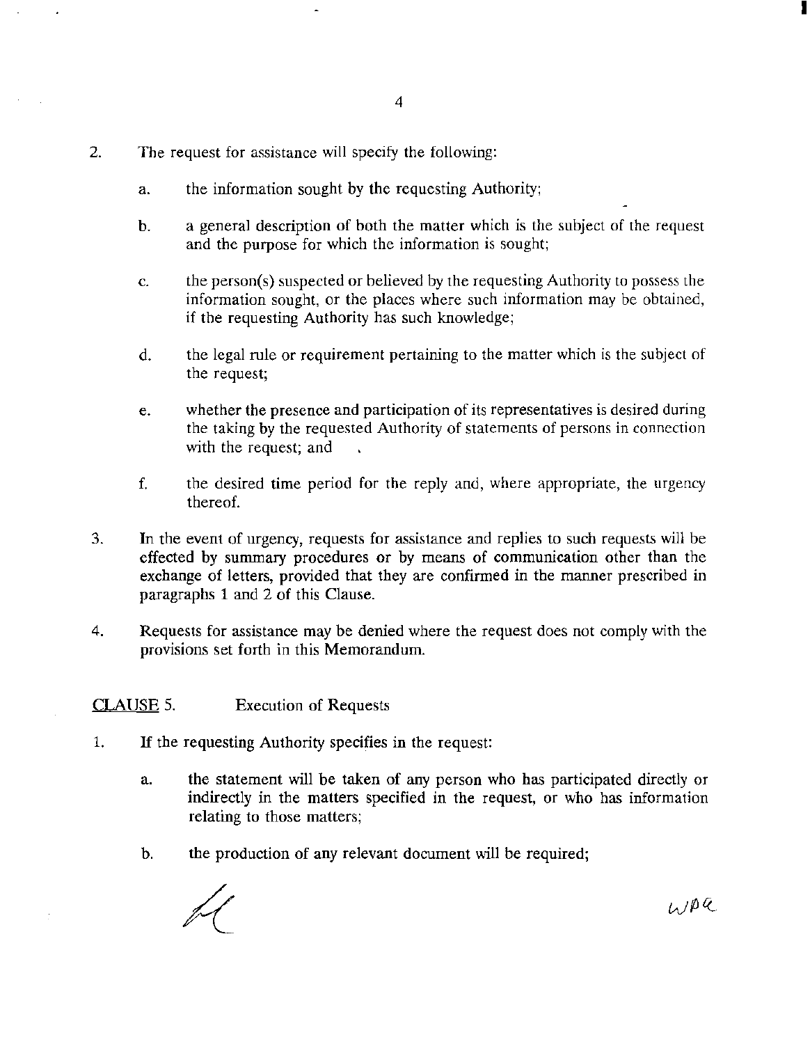2. The request for assistance will specify the following:

   a. the information sought by the requesting Authority;

   b. a general description of both the matter which is the subject of the request and the purpose for which the information is sought;

   c. the person(s) suspected or believed by the requesting Authority to possess the information sought, or the places where such information may be obtained, if the requesting Authority has such knowledge;

   d. the legal rule or requirement pertaining to the matter which is the subject of the request;

   e. whether the presence and participation of its representatives is desired during the taking by the requested Authority of statements of persons in connection with the request; and

   f. the desired time period for the reply and, where appropriate, the urgency thereof.

3. In the event of urgency, requests for assistance and replies to such requests will be effected by summary procedures or by means of communication other than the exchange of letters, provided that they are confirmed in the manner prescribed in paragraphs 1 and 2 of this Clause.

4. Requests for assistance may be denied where the request does not comply with the provisions set forth in this Memorandum.

<u>CLAUSE</u> 5. Execution of Requests

1. If the requesting Authority specifies in the request:

   a. the statement will be taken of any person who has participated directly or indirectly in the matters specified in the request, or who has information relating to those matters;

   b. the production of any relevant document will be required;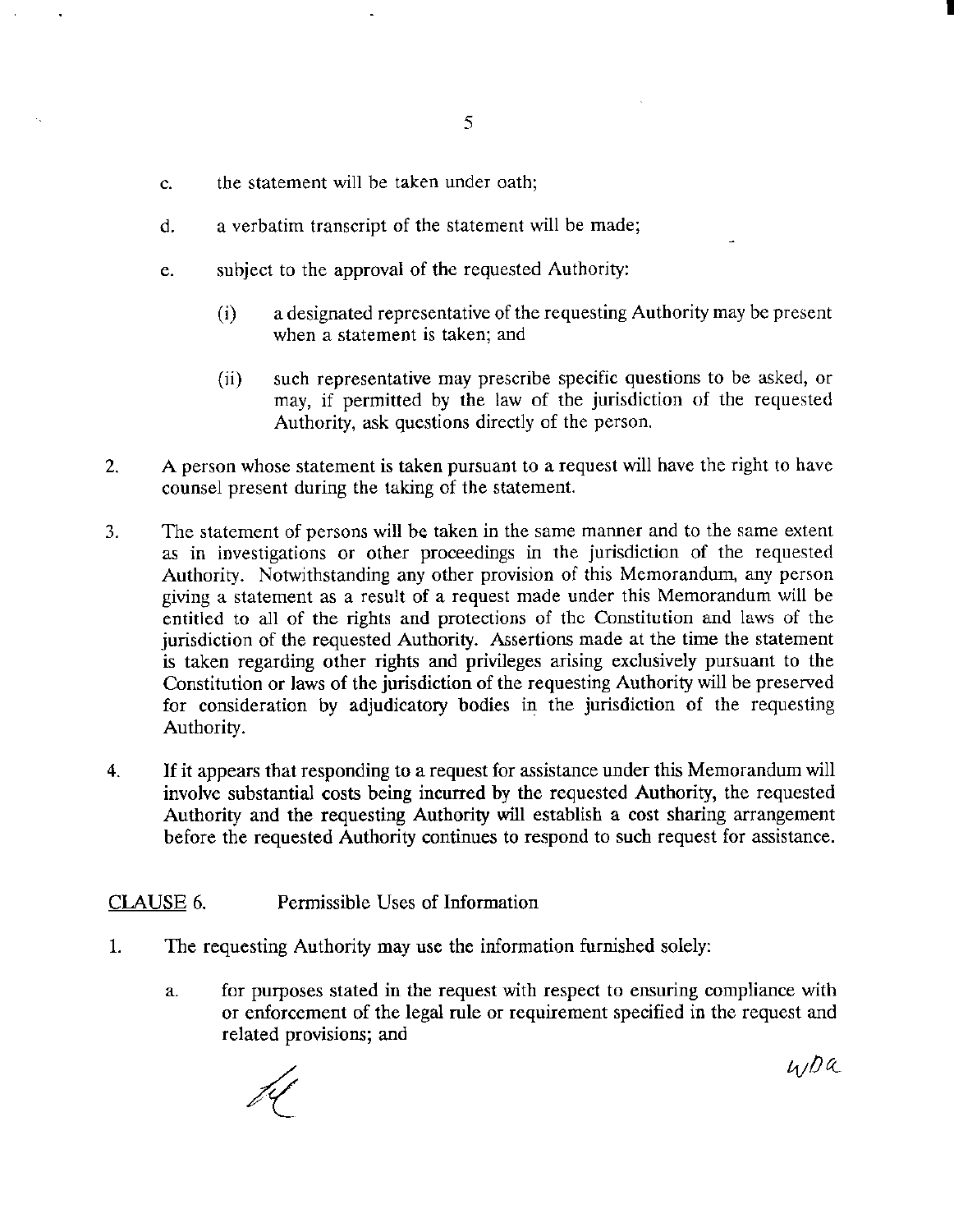c. the statement will be taken under oath;

d. a verbatim transcript of the statement will be made;

e. subject to the approval of the requested Authority:

   (i) a designated representative of the requesting Authority may be present when a statement is taken; and

   (ii) such representative may prescribe specific questions to be asked, or may, if permitted by the law of the jurisdiction of the requested Authority, ask questions directly of the person.

2. A person whose statement is taken pursuant to a request will have the right to have counsel present during the taking of the statement.

3. The statement of persons will be taken in the same manner and to the same extent as in investigations or other proceedings in the jurisdiction of the requested Authority. Notwithstanding any other provision of this Memorandum, any person giving a statement as a result of a request made under this Memorandum will be entitled to all of the rights and protections of the Constitution and laws of the jurisdiction of the requested Authority. Assertions made at the time the statement is taken regarding other rights and privileges arising exclusively pursuant to the Constitution or laws of the jurisdiction of the requesting Authority will be preserved for consideration by adjudicatory bodies in the jurisdiction of the requesting Authority.

4. If it appears that responding to a request for assistance under this Memorandum will involve substantial costs being incurred by the requested Authority, the requested Authority and the requesting Authority will establish a cost sharing arrangement before the requested Authority continues to respond to such request for assistance.

## CLAUSE 6. Permissible Uses of Information

1. The requesting Authority may use the information furnished solely:

   a. for purposes stated in the request with respect to ensuring compliance with or enforcement of the legal rule or requirement specified in the request and related provisions; and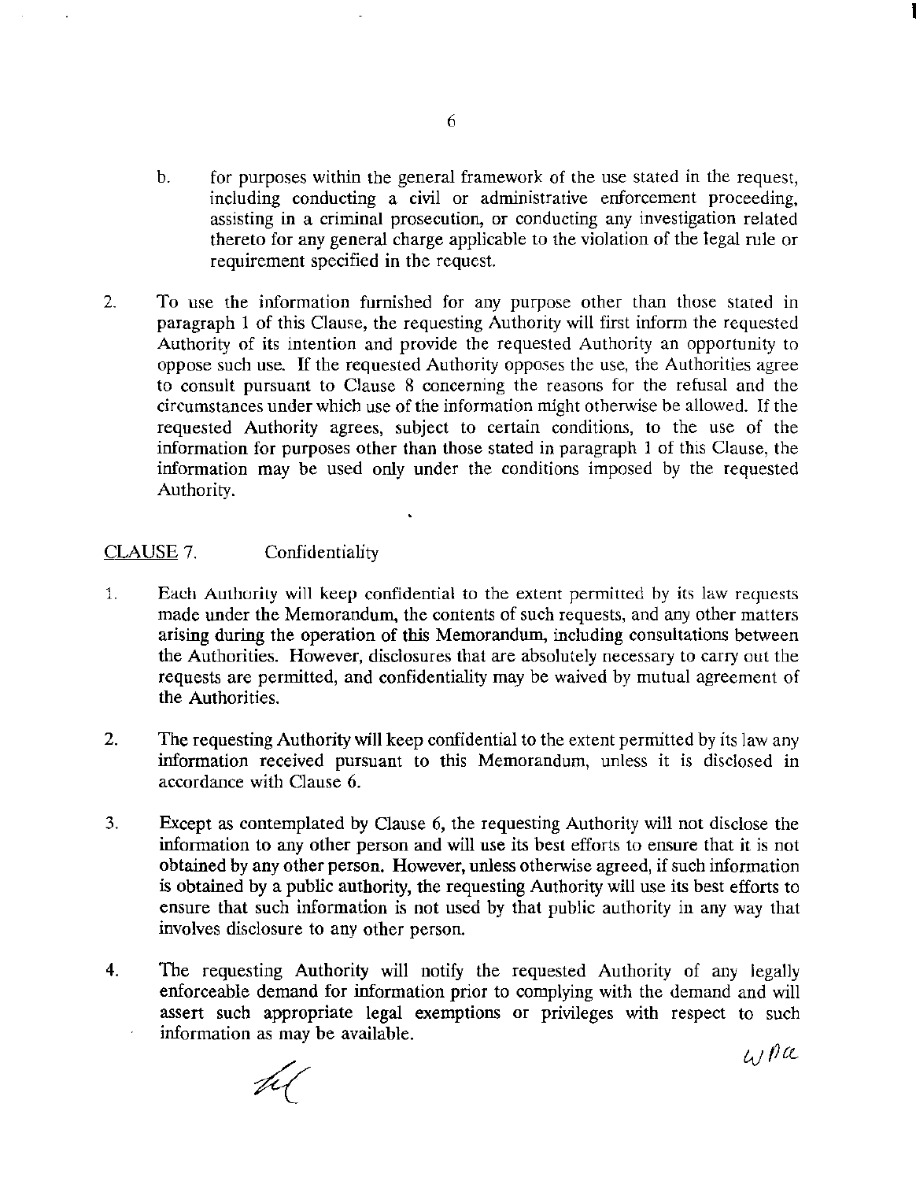b. for purposes within the general framework of the use stated in the request, including conducting a civil or administrative enforcement proceeding, assisting in a criminal prosecution, or conducting any investigation related thereto for any general charge applicable to the violation of the legal rule or requirement specified in the request.

2. To use the information furnished for any purpose other than those stated in paragraph 1 of this Clause, the requesting Authority will first inform the requested Authority of its intention and provide the requested Authority an opportunity to oppose such use. If the requested Authority opposes the use, the Authorities agree to consult pursuant to Clause 8 concerning the reasons for the refusal and the circumstances under which use of the information might otherwise be allowed. If the requested Authority agrees, subject to certain conditions, to the use of the information for purposes other than those stated in paragraph 1 of this Clause, the information may be used only under the conditions imposed by the requested Authority.

<u>CLAUSE</u> 7. Confidentiality

1. Each Authority will keep confidential to the extent permitted by its law requests made under the Memorandum, the contents of such requests, and any other matters arising during the operation of this Memorandum, including consultations between the Authorities. However, disclosures that are absolutely necessary to carry out the requests are permitted, and confidentiality may be waived by mutual agreement of the Authorities.

2. The requesting Authority will keep confidential to the extent permitted by its law any information received pursuant to this Memorandum, unless it is disclosed in accordance with Clause 6.

3. Except as contemplated by Clause 6, the requesting Authority will not disclose the information to any other person and will use its best efforts to ensure that it is not obtained by any other person. However, unless otherwise agreed, if such information is obtained by a public authority, the requesting Authority will use its best efforts to ensure that such information is not used by that public authority in any way that involves disclosure to any other person.

4. The requesting Authority will notify the requested Authority of any legally enforceable demand for information prior to complying with the demand and will assert such appropriate legal exemptions or privileges with respect to such information as may be available.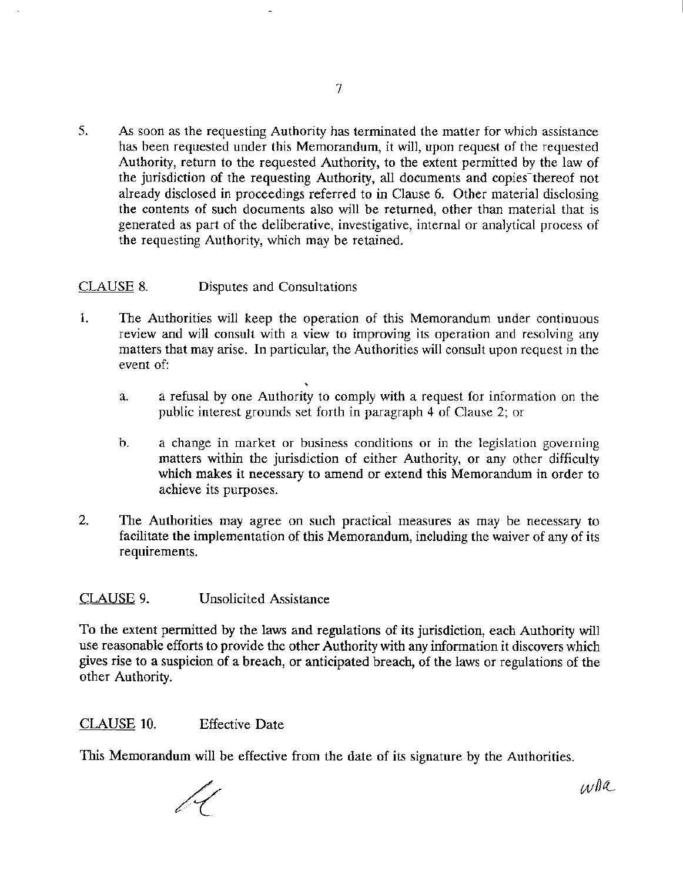5. As soon as the requesting Authority has terminated the matter for which assistance has been requested under this Memorandum, it will, upon request of the requested Authority, return to the requested Authority, to the extent permitted by the law of the jurisdiction of the requesting Authority, all documents and copies thereof not already disclosed in proceedings referred to in Clause 6. Other material disclosing the contents of such documents also will be returned, other than material that is generated as part of the deliberative, investigative, internal or analytical process of the requesting Authority, which may be retained.

CLAUSE 8. Disputes and Consultations

1. The Authorities will keep the operation of this Memorandum under continuous review and will consult with a view to improving its operation and resolving any matters that may arise. In particular, the Authorities will consult upon request in the event of:

   a. a refusal by one Authority to comply with a request for information on the public interest grounds set forth in paragraph 4 of Clause 2; or

   b. a change in market or business conditions or in the legislation governing matters within the jurisdiction of either Authority, or any other difficulty which makes it necessary to amend or extend this Memorandum in order to achieve its purposes.

2. The Authorities may agree on such practical measures as may be necessary to facilitate the implementation of this Memorandum, including the waiver of any of its requirements.

CLAUSE 9. Unsolicited Assistance

To the extent permitted by the laws and regulations of its jurisdiction, each Authority will use reasonable efforts to provide the other Authority with any information it discovers which gives rise to a suspicion of a breach, or anticipated breach, of the laws or regulations of the other Authority.

CLAUSE 10. Effective Date

This Memorandum will be effective from the date of its signature by the Authorities.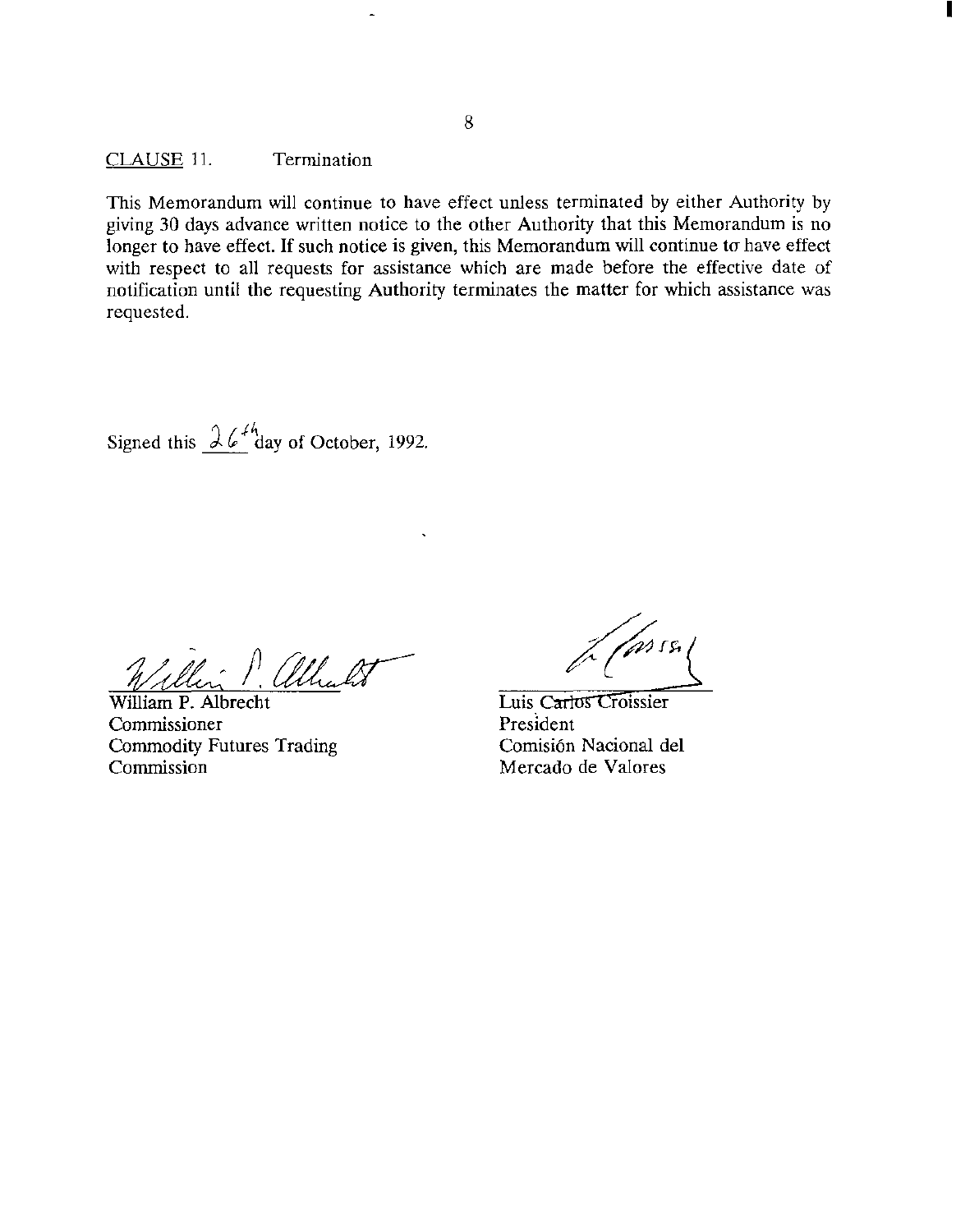CLAUSE 11. Termination

This Memorandum will continue to have effect unless terminated by either Authority by giving 30 days advance written notice to the other Authority that this Memorandum is no longer to have effect. If such notice is given, this Memorandum will continue to have effect with respect to all requests for assistance which are made before the effective date of notification until the requesting Authority terminates the matter for which assistance was requested.

Signed this 26th day of October, 1992.

William P. Albrecht
Commissioner
Commodity Futures Trading Commission

Luis Carlos Croissier
President
Comisión Nacional del Mercado de Valores